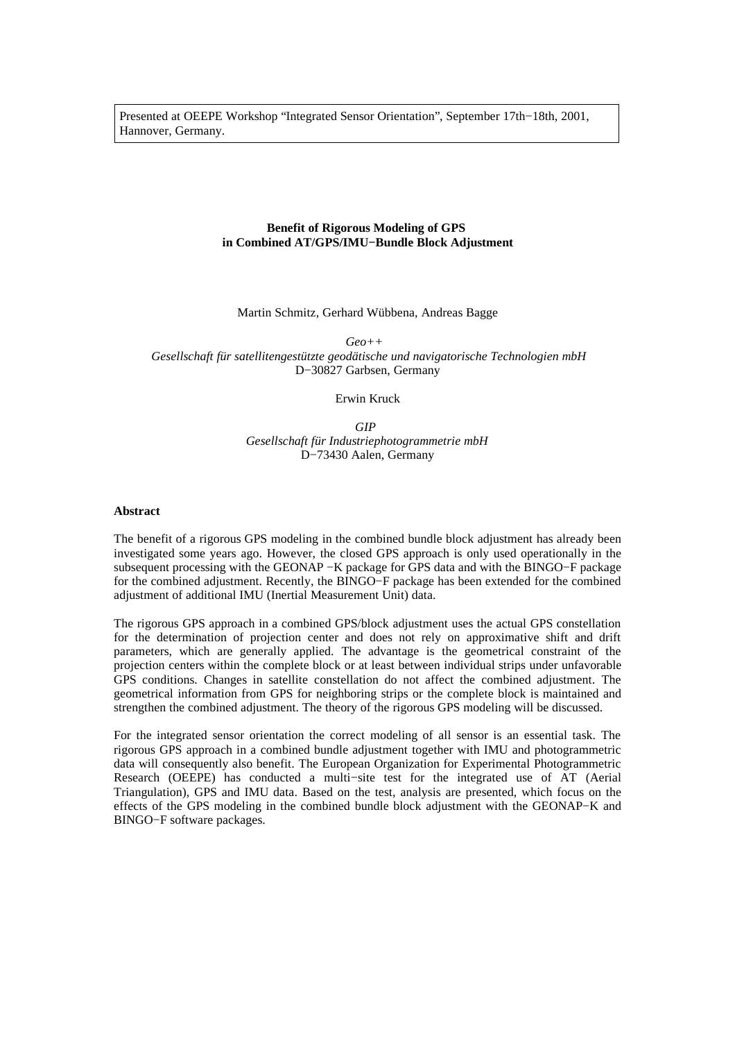Presented at OEEPE Workshop “Integrated Sensor Orientation”, September 17th−18th, 2001, Hannover, Germany.

# Benefit of Rigorous Modeling of GPS in Combined AT/GPS/IMU−Bundle Block Adjustment

Martin Schmitz, Gerhard Wübbena, Andreas Bagge

*Geo++*
*Gesellschaft für satellitengestützte geodätische und navigatorische Technologien mbH*
D−30827 Garbsen, Germany

Erwin Kruck

*GIP*
*Gesellschaft für Industriephotogrammetrie mbH*
D−73430 Aalen, Germany

**Abstract**

The benefit of a rigorous GPS modeling in the combined bundle block adjustment has already been investigated some years ago. However, the closed GPS approach is only used operationally in the subsequent processing with the GEONAP −K package for GPS data and with the BINGO−F package for the combined adjustment. Recently, the BINGO−F package has been extended for the combined adjustment of additional IMU (Inertial Measurement Unit) data.

The rigorous GPS approach in a combined GPS/block adjustment uses the actual GPS constellation for the determination of projection center and does not rely on approximative shift and drift parameters, which are generally applied. The advantage is the geometrical constraint of the projection centers within the complete block or at least between individual strips under unfavorable GPS conditions. Changes in satellite constellation do not affect the combined adjustment. The geometrical information from GPS for neighboring strips or the complete block is maintained and strengthen the combined adjustment. The theory of the rigorous GPS modeling will be discussed.

For the integrated sensor orientation the correct modeling of all sensor is an essential task. The rigorous GPS approach in a combined bundle adjustment together with IMU and photogrammetric data will consequently also benefit. The European Organization for Experimental Photogrammetric Research (OEEPE) has conducted a multi−site test for the integrated use of AT (Aerial Triangulation), GPS and IMU data. Based on the test, analysis are presented, which focus on the effects of the GPS modeling in the combined bundle block adjustment with the GEONAP−K and BINGO−F software packages.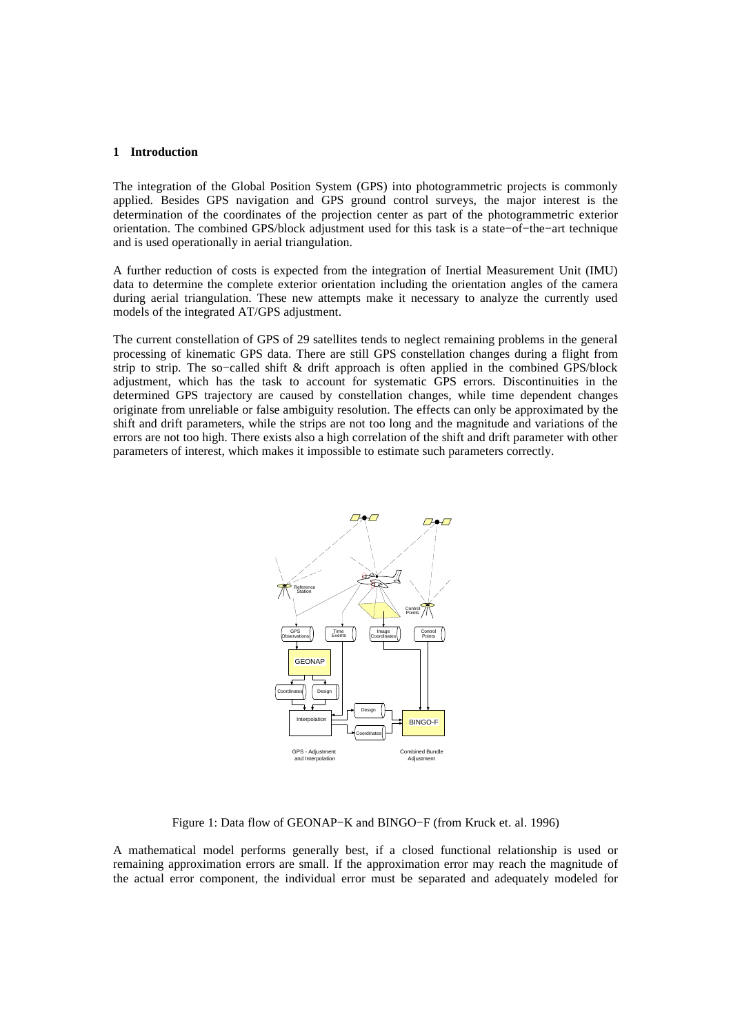## 1 Introduction

The integration of the Global Position System (GPS) into photogrammetric projects is commonly applied. Besides GPS navigation and GPS ground control surveys, the major interest is the determination of the coordinates of the projection center as part of the photogrammetric exterior orientation. The combined GPS/block adjustment used for this task is a state−of−the−art technique and is used operationally in aerial triangulation.

A further reduction of costs is expected from the integration of Inertial Measurement Unit (IMU) data to determine the complete exterior orientation including the orientation angles of the camera during aerial triangulation. These new attempts make it necessary to analyze the currently used models of the integrated AT/GPS adjustment.

The current constellation of GPS of 29 satellites tends to neglect remaining problems in the general processing of kinematic GPS data. There are still GPS constellation changes during a flight from strip to strip. The so−called shift & drift approach is often applied in the combined GPS/block adjustment, which has the task to account for systematic GPS errors. Discontinuities in the determined GPS trajectory are caused by constellation changes, while time dependent changes originate from unreliable or false ambiguity resolution. The effects can only be approximated by the shift and drift parameters, while the strips are not too long and the magnitude and variations of the errors are not too high. There exists also a high correlation of the shift and drift parameter with other parameters of interest, which makes it impossible to estimate such parameters correctly.

Reference Station
Control Points
GPS Observations
Time Events
Image Coordinates
Control Points
GEONAP
Coordinates
Design
Interpolation
Design
Coordinates
BINGO-F
GPS - Adjustment and Interpolation
Combined Bundle Adjustment

Figure 1: Data flow of GEONAP−K and BINGO−F (from Kruck et. al. 1996)

A mathematical model performs generally best, if a closed functional relationship is used or remaining approximation errors are small. If the approximation error may reach the magnitude of the actual error component, the individual error must be separated and adequately modeled for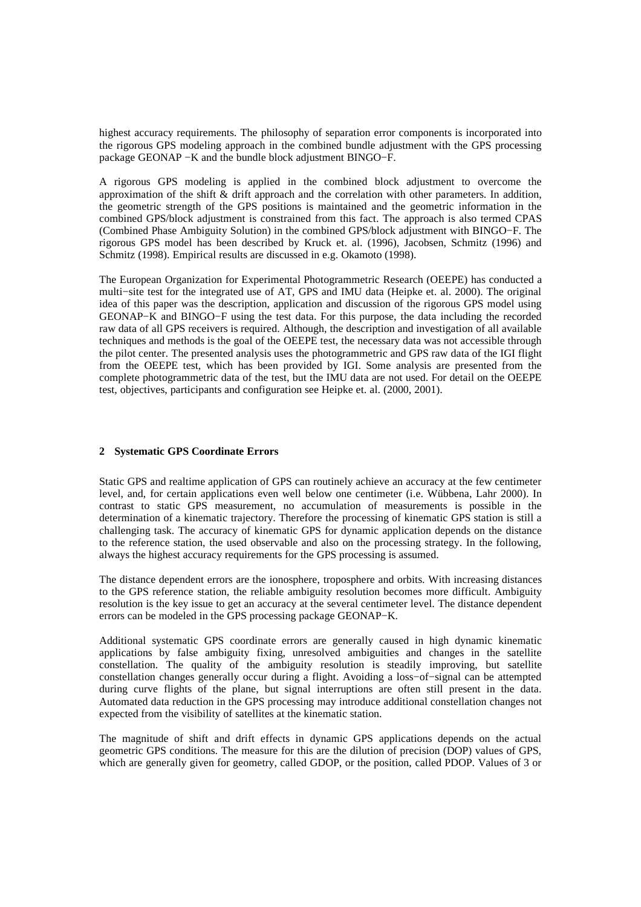highest accuracy requirements. The philosophy of separation error components is incorporated into the rigorous GPS modeling approach in the combined bundle adjustment with the GPS processing package GEONAP −K and the bundle block adjustment BINGO−F.

A rigorous GPS modeling is applied in the combined block adjustment to overcome the approximation of the shift & drift approach and the correlation with other parameters. In addition, the geometric strength of the GPS positions is maintained and the geometric information in the combined GPS/block adjustment is constrained from this fact. The approach is also termed CPAS (Combined Phase Ambiguity Solution) in the combined GPS/block adjustment with BINGO−F. The rigorous GPS model has been described by Kruck et. al. (1996), Jacobsen, Schmitz (1996) and Schmitz (1998). Empirical results are discussed in e.g. Okamoto (1998).

The European Organization for Experimental Photogrammetric Research (OEEPE) has conducted a multi−site test for the integrated use of AT, GPS and IMU data (Heipke et. al. 2000). The original idea of this paper was the description, application and discussion of the rigorous GPS model using GEONAP−K and BINGO−F using the test data. For this purpose, the data including the recorded raw data of all GPS receivers is required. Although, the description and investigation of all available techniques and methods is the goal of the OEEPE test, the necessary data was not accessible through the pilot center. The presented analysis uses the photogrammetric and GPS raw data of the IGI flight from the OEEPE test, which has been provided by IGI. Some analysis are presented from the complete photogrammetric data of the test, but the IMU data are not used. For detail on the OEEPE test, objectives, participants and configuration see Heipke et. al. (2000, 2001).

## 2 Systematic GPS Coordinate Errors

Static GPS and realtime application of GPS can routinely achieve an accuracy at the few centimeter level, and, for certain applications even well below one centimeter (i.e. Wübbena, Lahr 2000). In contrast to static GPS measurement, no accumulation of measurements is possible in the determination of a kinematic trajectory. Therefore the processing of kinematic GPS station is still a challenging task. The accuracy of kinematic GPS for dynamic application depends on the distance to the reference station, the used observable and also on the processing strategy. In the following, always the highest accuracy requirements for the GPS processing is assumed.

The distance dependent errors are the ionosphere, troposphere and orbits. With increasing distances to the GPS reference station, the reliable ambiguity resolution becomes more difficult. Ambiguity resolution is the key issue to get an accuracy at the several centimeter level. The distance dependent errors can be modeled in the GPS processing package GEONAP−K.

Additional systematic GPS coordinate errors are generally caused in high dynamic kinematic applications by false ambiguity fixing, unresolved ambiguities and changes in the satellite constellation. The quality of the ambiguity resolution is steadily improving, but satellite constellation changes generally occur during a flight. Avoiding a loss−of−signal can be attempted during curve flights of the plane, but signal interruptions are often still present in the data. Automated data reduction in the GPS processing may introduce additional constellation changes not expected from the visibility of satellites at the kinematic station.

The magnitude of shift and drift effects in dynamic GPS applications depends on the actual geometric GPS conditions. The measure for this are the dilution of precision (DOP) values of GPS, which are generally given for geometry, called GDOP, or the position, called PDOP. Values of 3 or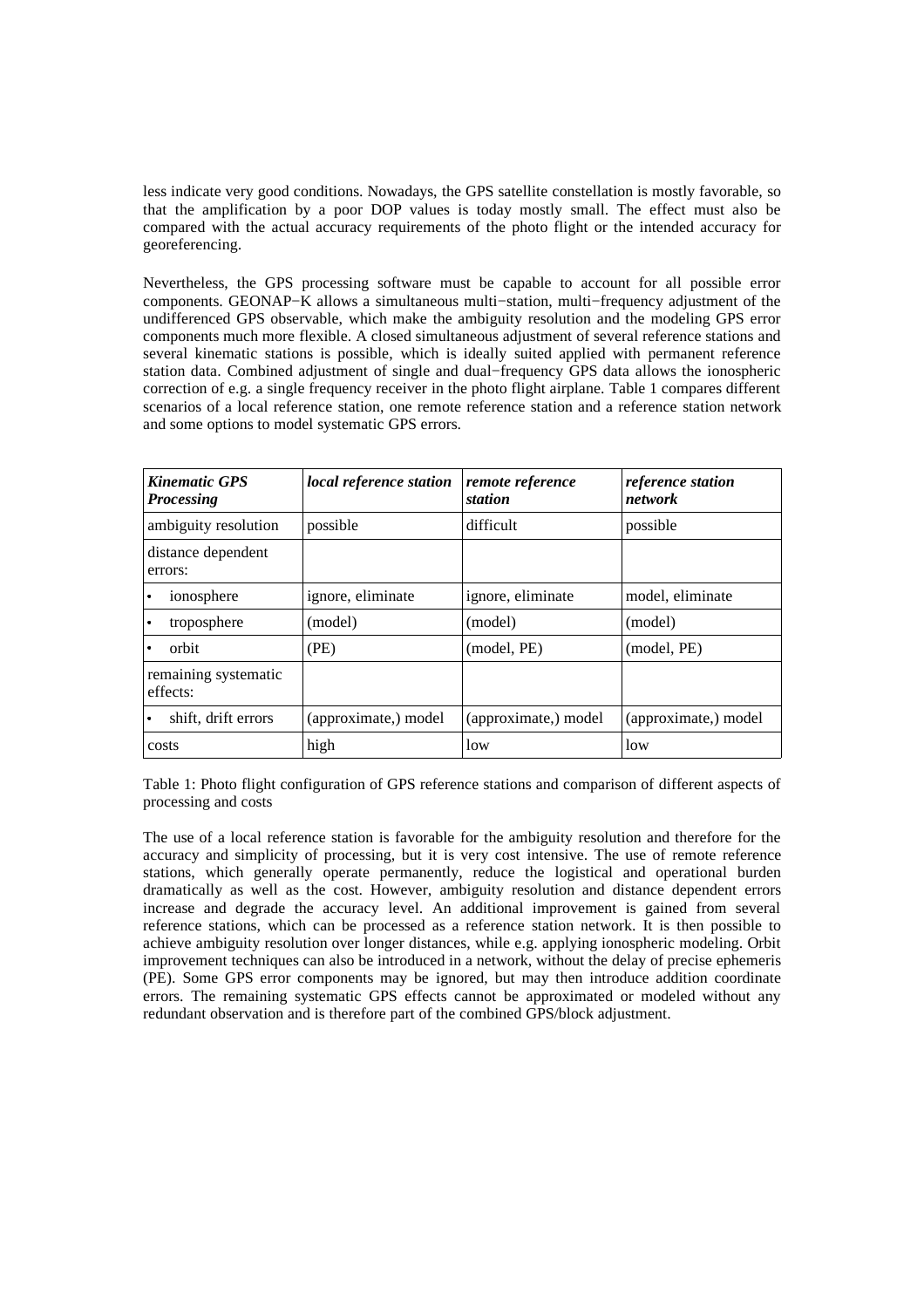less indicate very good conditions. Nowadays, the GPS satellite constellation is mostly favorable, so that the amplification by a poor DOP values is today mostly small. The effect must also be compared with the actual accuracy requirements of the photo flight or the intended accuracy for georeferencing.

Nevertheless, the GPS processing software must be capable to account for all possible error components. GEONAP−K allows a simultaneous multi−station, multi−frequency adjustment of the undifferenced GPS observable, which make the ambiguity resolution and the modeling GPS error components much more flexible. A closed simultaneous adjustment of several reference stations and several kinematic stations is possible, which is ideally suited applied with permanent reference station data. Combined adjustment of single and dual−frequency GPS data allows the ionospheric correction of e.g. a single frequency receiver in the photo flight airplane. Table 1 compares different scenarios of a local reference station, one remote reference station and a reference station network and some options to model systematic GPS errors.

| ***Kinematic GPS Processing*** | ***local reference station*** | ***remote reference station*** | ***reference station network*** |
|---|---|---|---|
| ambiguity resolution | possible | difficult | possible |
| distance dependent errors: | | | |
| • ionosphere | ignore, eliminate | ignore, eliminate | model, eliminate |
| • troposphere | (model) | (model) | (model) |
| • orbit | (PE) | (model, PE) | (model, PE) |
| remaining systematic effects: | | | |
| • shift, drift errors | (approximate,) model | (approximate,) model | (approximate,) model |
| costs | high | low | low |

Table 1: Photo flight configuration of GPS reference stations and comparison of different aspects of processing and costs

The use of a local reference station is favorable for the ambiguity resolution and therefore for the accuracy and simplicity of processing, but it is very cost intensive. The use of remote reference stations, which generally operate permanently, reduce the logistical and operational burden dramatically as well as the cost. However, ambiguity resolution and distance dependent errors increase and degrade the accuracy level. An additional improvement is gained from several reference stations, which can be processed as a reference station network. It is then possible to achieve ambiguity resolution over longer distances, while e.g. applying ionospheric modeling. Orbit improvement techniques can also be introduced in a network, without the delay of precise ephemeris (PE). Some GPS error components may be ignored, but may then introduce addition coordinate errors. The remaining systematic GPS effects cannot be approximated or modeled without any redundant observation and is therefore part of the combined GPS/block adjustment.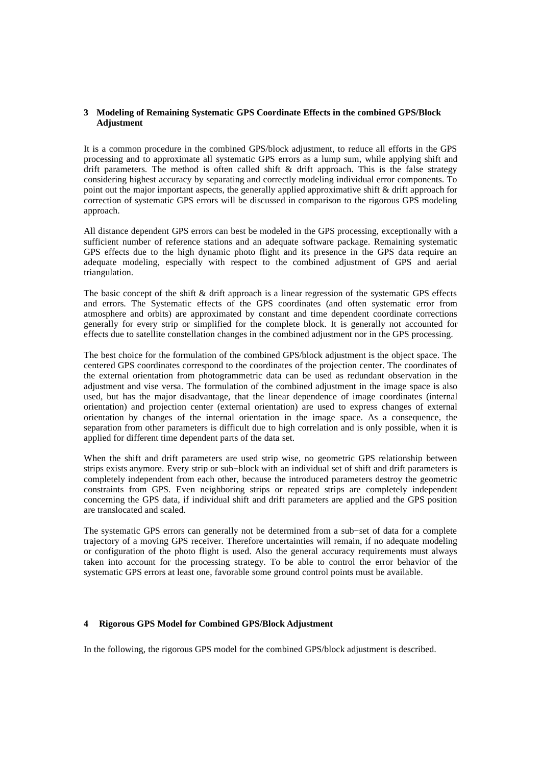## 3 Modeling of Remaining Systematic GPS Coordinate Effects in the combined GPS/Block Adjustment

It is a common procedure in the combined GPS/block adjustment, to reduce all efforts in the GPS processing and to approximate all systematic GPS errors as a lump sum, while applying shift and drift parameters. The method is often called shift & drift approach. This is the false strategy considering highest accuracy by separating and correctly modeling individual error components. To point out the major important aspects, the generally applied approximative shift & drift approach for correction of systematic GPS errors will be discussed in comparison to the rigorous GPS modeling approach.

All distance dependent GPS errors can best be modeled in the GPS processing, exceptionally with a sufficient number of reference stations and an adequate software package. Remaining systematic GPS effects due to the high dynamic photo flight and its presence in the GPS data require an adequate modeling, especially with respect to the combined adjustment of GPS and aerial triangulation.

The basic concept of the shift & drift approach is a linear regression of the systematic GPS effects and errors. The Systematic effects of the GPS coordinates (and often systematic error from atmosphere and orbits) are approximated by constant and time dependent coordinate corrections generally for every strip or simplified for the complete block. It is generally not accounted for effects due to satellite constellation changes in the combined adjustment nor in the GPS processing.

The best choice for the formulation of the combined GPS/block adjustment is the object space. The centered GPS coordinates correspond to the coordinates of the projection center. The coordinates of the external orientation from photogrammetric data can be used as redundant observation in the adjustment and vise versa. The formulation of the combined adjustment in the image space is also used, but has the major disadvantage, that the linear dependence of image coordinates (internal orientation) and projection center (external orientation) are used to express changes of external orientation by changes of the internal orientation in the image space. As a consequence, the separation from other parameters is difficult due to high correlation and is only possible, when it is applied for different time dependent parts of the data set.

When the shift and drift parameters are used strip wise, no geometric GPS relationship between strips exists anymore. Every strip or sub−block with an individual set of shift and drift parameters is completely independent from each other, because the introduced parameters destroy the geometric constraints from GPS. Even neighboring strips or repeated strips are completely independent concerning the GPS data, if individual shift and drift parameters are applied and the GPS position are translocated and scaled.

The systematic GPS errors can generally not be determined from a sub−set of data for a complete trajectory of a moving GPS receiver. Therefore uncertainties will remain, if no adequate modeling or configuration of the photo flight is used. Also the general accuracy requirements must always taken into account for the processing strategy. To be able to control the error behavior of the systematic GPS errors at least one, favorable some ground control points must be available.

## 4 Rigorous GPS Model for Combined GPS/Block Adjustment

In the following, the rigorous GPS model for the combined GPS/block adjustment is described.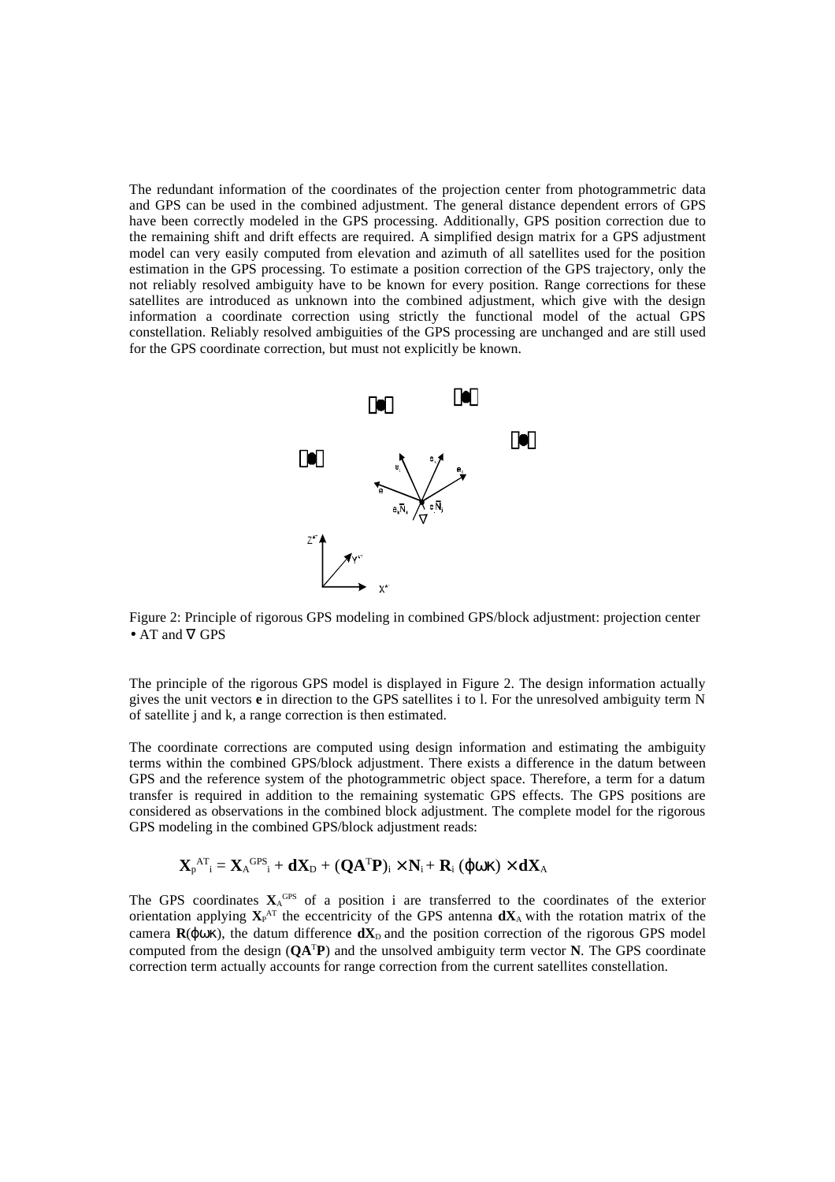The redundant information of the coordinates of the projection center from photogrammetric data and GPS can be used in the combined adjustment. The general distance dependent errors of GPS have been correctly modeled in the GPS processing. Additionally, GPS position correction due to the remaining shift and drift effects are required. A simplified design matrix for a GPS adjustment model can very easily computed from elevation and azimuth of all satellites used for the position estimation in the GPS processing. To estimate a position correction of the GPS trajectory, only the not reliably resolved ambiguity have to be known for every position. Range corrections for these satellites are introduced as unknown into the combined adjustment, which give with the design information a coordinate correction using strictly the functional model of the actual GPS constellation. Reliably resolved ambiguities of the GPS processing are unchanged and are still used for the GPS coordinate correction, but must not explicitly be known.

Figure 2: Principle of rigorous GPS modeling in combined GPS/block adjustment: projection center • AT and ∇ GPS

The principle of the rigorous GPS model is displayed in Figure 2. The design information actually gives the unit vectors **e** in direction to the GPS satellites i to l. For the unresolved ambiguity term N of satellite j and k, a range correction is then estimated.

The coordinate corrections are computed using design information and estimating the ambiguity terms within the combined GPS/block adjustment. There exists a difference in the datum between GPS and the reference system of the photogrammetric object space. Therefore, a term for a datum transfer is required in addition to the remaining systematic GPS effects. The GPS positions are considered as observations in the combined block adjustment. The complete model for the rigorous GPS modeling in the combined GPS/block adjustment reads:

$$\mathbf{X}_{p\,i}^{AT} = \mathbf{X}_{A\,i}^{GPS} + \mathbf{dX}_D + (\mathbf{QA}^T\mathbf{P})_i \times \mathbf{N}_i + \mathbf{R}_i\,(\varphi\omega\kappa) \times \mathbf{dX}_A$$

The GPS coordinates $\mathbf{X}_A^{GPS}$ of a position i are transferred to the coordinates of the exterior orientation applying $\mathbf{X}_P^{AT}$ the eccentricity of the GPS antenna $\mathbf{dX}_A$ with the rotation matrix of the camera $\mathbf{R}(\varphi\omega\kappa)$, the datum difference $\mathbf{dX}_D$ and the position correction of the rigorous GPS model computed from the design ($\mathbf{QA}^T\mathbf{P}$) and the unsolved ambiguity term vector $\mathbf{N}$. The GPS coordinate correction term actually accounts for range correction from the current satellites constellation.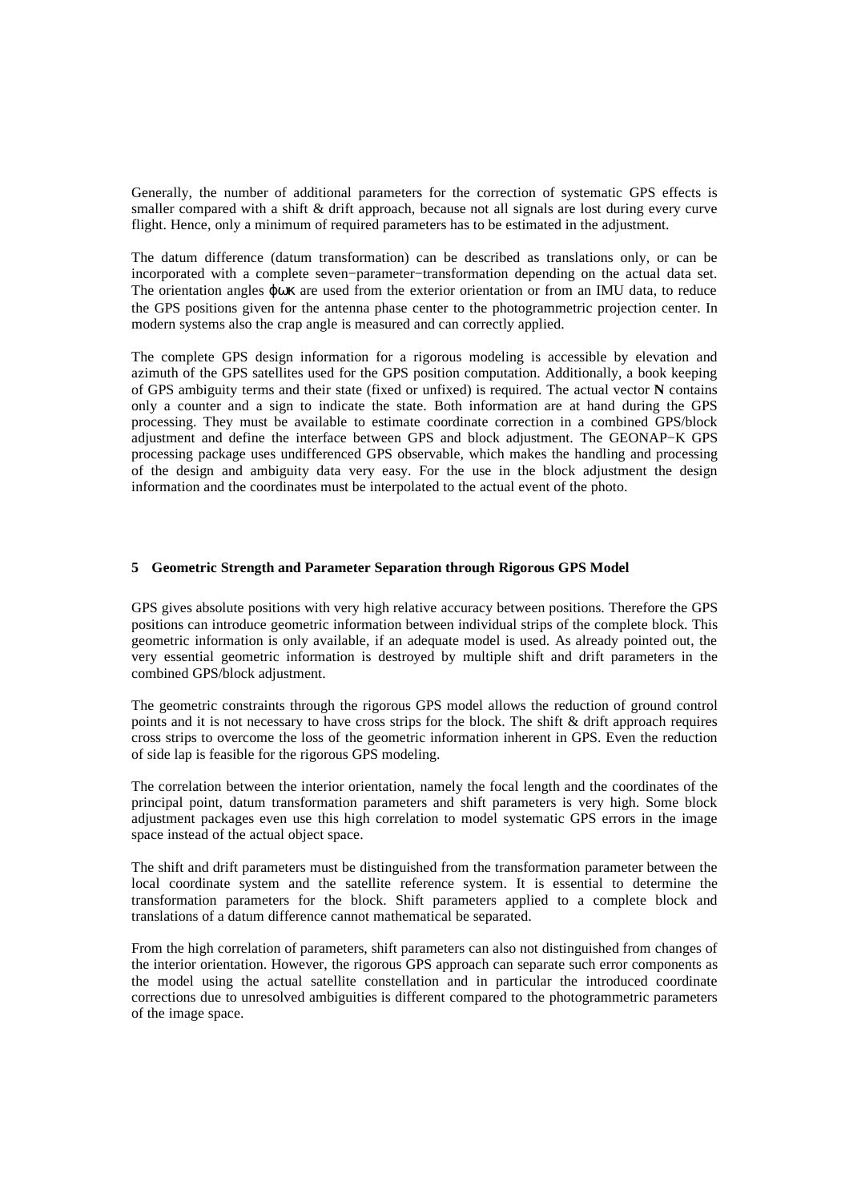Generally, the number of additional parameters for the correction of systematic GPS effects is smaller compared with a shift & drift approach, because not all signals are lost during every curve flight. Hence, only a minimum of required parameters has to be estimated in the adjustment.

The datum difference (datum transformation) can be described as translations only, or can be incorporated with a complete seven−parameter−transformation depending on the actual data set. The orientation angles $\varphi\omega\kappa$ are used from the exterior orientation or from an IMU data, to reduce the GPS positions given for the antenna phase center to the photogrammetric projection center. In modern systems also the crap angle is measured and can correctly applied.

The complete GPS design information for a rigorous modeling is accessible by elevation and azimuth of the GPS satellites used for the GPS position computation. Additionally, a book keeping of GPS ambiguity terms and their state (fixed or unfixed) is required. The actual vector **N** contains only a counter and a sign to indicate the state. Both information are at hand during the GPS processing. They must be available to estimate coordinate correction in a combined GPS/block adjustment and define the interface between GPS and block adjustment. The GEONAP−K GPS processing package uses undifferenced GPS observable, which makes the handling and processing of the design and ambiguity data very easy. For the use in the block adjustment the design information and the coordinates must be interpolated to the actual event of the photo.

## 5 Geometric Strength and Parameter Separation through Rigorous GPS Model

GPS gives absolute positions with very high relative accuracy between positions. Therefore the GPS positions can introduce geometric information between individual strips of the complete block. This geometric information is only available, if an adequate model is used. As already pointed out, the very essential geometric information is destroyed by multiple shift and drift parameters in the combined GPS/block adjustment.

The geometric constraints through the rigorous GPS model allows the reduction of ground control points and it is not necessary to have cross strips for the block. The shift & drift approach requires cross strips to overcome the loss of the geometric information inherent in GPS. Even the reduction of side lap is feasible for the rigorous GPS modeling.

The correlation between the interior orientation, namely the focal length and the coordinates of the principal point, datum transformation parameters and shift parameters is very high. Some block adjustment packages even use this high correlation to model systematic GPS errors in the image space instead of the actual object space.

The shift and drift parameters must be distinguished from the transformation parameter between the local coordinate system and the satellite reference system. It is essential to determine the transformation parameters for the block. Shift parameters applied to a complete block and translations of a datum difference cannot mathematical be separated.

From the high correlation of parameters, shift parameters can also not distinguished from changes of the interior orientation. However, the rigorous GPS approach can separate such error components as the model using the actual satellite constellation and in particular the introduced coordinate corrections due to unresolved ambiguities is different compared to the photogrammetric parameters of the image space.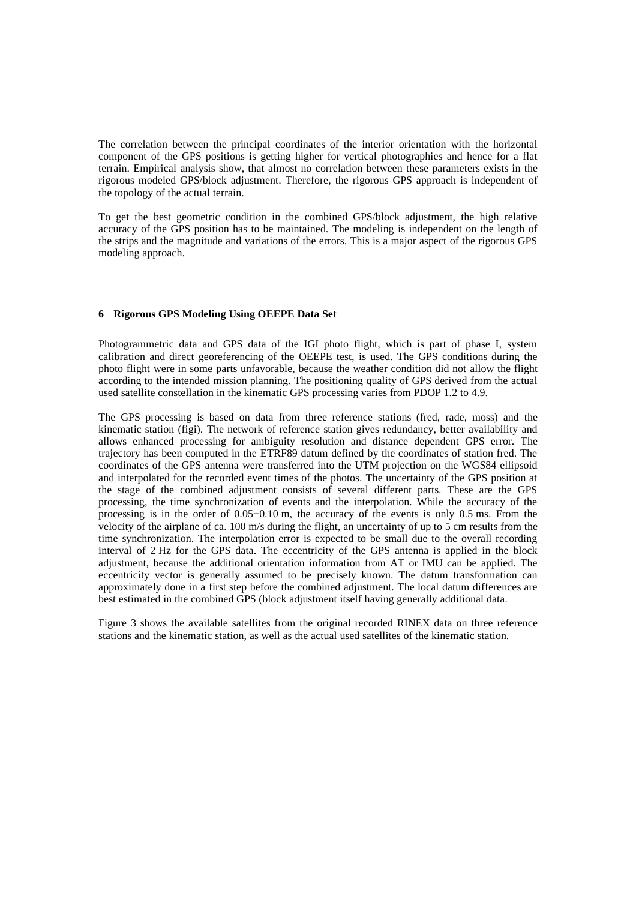The correlation between the principal coordinates of the interior orientation with the horizontal component of the GPS positions is getting higher for vertical photographies and hence for a flat terrain. Empirical analysis show, that almost no correlation between these parameters exists in the rigorous modeled GPS/block adjustment. Therefore, the rigorous GPS approach is independent of the topology of the actual terrain.

To get the best geometric condition in the combined GPS/block adjustment, the high relative accuracy of the GPS position has to be maintained. The modeling is independent on the length of the strips and the magnitude and variations of the errors. This is a major aspect of the rigorous GPS modeling approach.

## 6 Rigorous GPS Modeling Using OEEPE Data Set

Photogrammetric data and GPS data of the IGI photo flight, which is part of phase I, system calibration and direct georeferencing of the OEEPE test, is used. The GPS conditions during the photo flight were in some parts unfavorable, because the weather condition did not allow the flight according to the intended mission planning. The positioning quality of GPS derived from the actual used satellite constellation in the kinematic GPS processing varies from PDOP 1.2 to 4.9.

The GPS processing is based on data from three reference stations (fred, rade, moss) and the kinematic station (figi). The network of reference station gives redundancy, better availability and allows enhanced processing for ambiguity resolution and distance dependent GPS error. The trajectory has been computed in the ETRF89 datum defined by the coordinates of station fred. The coordinates of the GPS antenna were transferred into the UTM projection on the WGS84 ellipsoid and interpolated for the recorded event times of the photos. The uncertainty of the GPS position at the stage of the combined adjustment consists of several different parts. These are the GPS processing, the time synchronization of events and the interpolation. While the accuracy of the processing is in the order of 0.05−0.10 m, the accuracy of the events is only 0.5 ms. From the velocity of the airplane of ca. 100 m/s during the flight, an uncertainty of up to 5 cm results from the time synchronization. The interpolation error is expected to be small due to the overall recording interval of 2 Hz for the GPS data. The eccentricity of the GPS antenna is applied in the block adjustment, because the additional orientation information from AT or IMU can be applied. The eccentricity vector is generally assumed to be precisely known. The datum transformation can approximately done in a first step before the combined adjustment. The local datum differences are best estimated in the combined GPS (block adjustment itself having generally additional data.

Figure 3 shows the available satellites from the original recorded RINEX data on three reference stations and the kinematic station, as well as the actual used satellites of the kinematic station.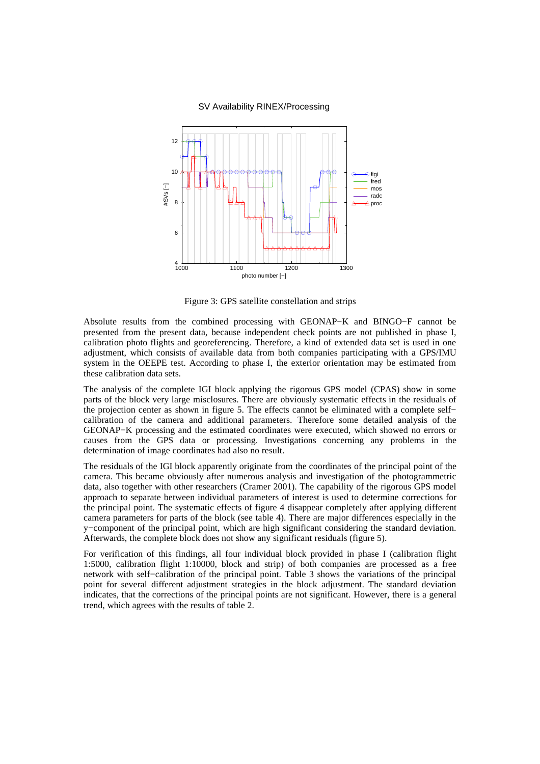SV Availability RINEX/Processing

12
10
8
6
4
#SVs [-]
1000
1100
1200
1300
photo number [−]

figi
fred
mos
rade
proc

Figure 3: GPS satellite constellation and strips

Absolute results from the combined processing with GEONAP−K and BINGO−F cannot be presented from the present data, because independent check points are not published in phase I, calibration photo flights and georeferencing. Therefore, a kind of extended data set is used in one adjustment, which consists of available data from both companies participating with a GPS/IMU system in the OEEPE test. According to phase I, the exterior orientation may be estimated from these calibration data sets.

The analysis of the complete IGI block applying the rigorous GPS model (CPAS) show in some parts of the block very large misclosures. There are obviously systematic effects in the residuals of the projection center as shown in figure 5. The effects cannot be eliminated with a complete self−calibration of the camera and additional parameters. Therefore some detailed analysis of the GEONAP−K processing and the estimated coordinates were executed, which showed no errors or causes from the GPS data or processing. Investigations concerning any problems in the determination of image coordinates had also no result.

The residuals of the IGI block apparently originate from the coordinates of the principal point of the camera. This became obviously after numerous analysis and investigation of the photogrammetric data, also together with other researchers (Cramer 2001). The capability of the rigorous GPS model approach to separate between individual parameters of interest is used to determine corrections for the principal point. The systematic effects of figure 4 disappear completely after applying different camera parameters for parts of the block (see table 4). There are major differences especially in the y−component of the principal point, which are high significant considering the standard deviation. Afterwards, the complete block does not show any significant residuals (figure 5).

For verification of this findings, all four individual block provided in phase I (calibration flight 1:5000, calibration flight 1:10000, block and strip) of both companies are processed as a free network with self−calibration of the principal point. Table 3 shows the variations of the principal point for several different adjustment strategies in the block adjustment. The standard deviation indicates, that the corrections of the principal points are not significant. However, there is a general trend, which agrees with the results of table 2.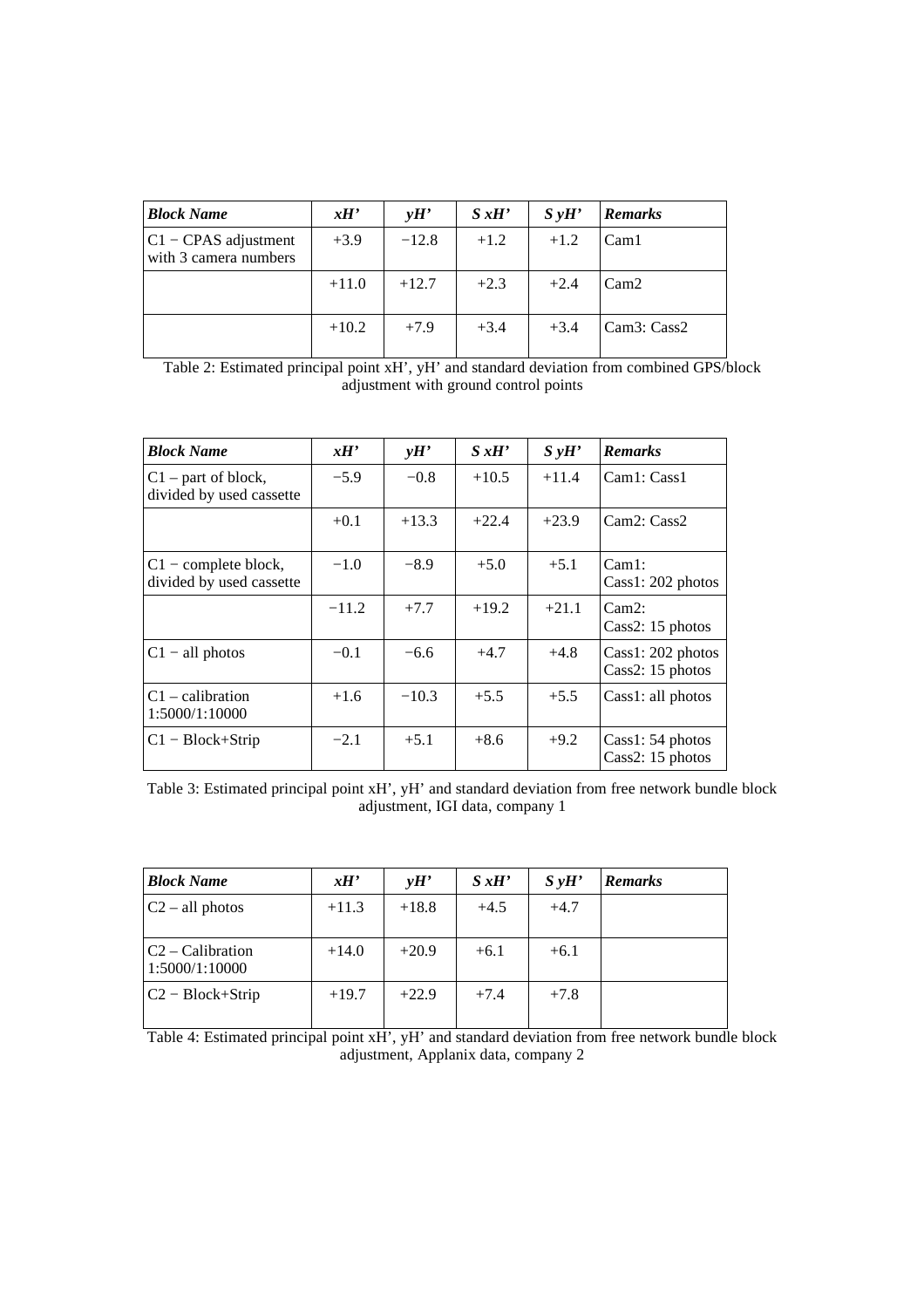| ***Block Name*** | ***xH'*** | ***yH'*** | ***S xH'*** | ***S yH'*** | ***Remarks*** |
|---|---|---|---|---|---|
| C1 − CPAS adjustment with 3 camera numbers | +3.9 | −12.8 | +1.2 | +1.2 | Cam1 |
| | +11.0 | +12.7 | +2.3 | +2.4 | Cam2 |
| | +10.2 | +7.9 | +3.4 | +3.4 | Cam3: Cass2 |

Table 2: Estimated principal point xH', yH' and standard deviation from combined GPS/block adjustment with ground control points

| ***Block Name*** | ***xH'*** | ***yH'*** | ***S xH'*** | ***S yH'*** | ***Remarks*** |
|---|---|---|---|---|---|
| C1 – part of block, divided by used cassette | −5.9 | −0.8 | +10.5 | +11.4 | Cam1: Cass1 |
| | +0.1 | +13.3 | +22.4 | +23.9 | Cam2: Cass2 |
| C1 − complete block, divided by used cassette | −1.0 | −8.9 | +5.0 | +5.1 | Cam1: Cass1: 202 photos |
| | −11.2 | +7.7 | +19.2 | +21.1 | Cam2: Cass2: 15 photos |
| C1 − all photos | −0.1 | −6.6 | +4.7 | +4.8 | Cass1: 202 photos Cass2: 15 photos |
| C1 – calibration 1:5000/1:10000 | +1.6 | −10.3 | +5.5 | +5.5 | Cass1: all photos |
| C1 − Block+Strip | −2.1 | +5.1 | +8.6 | +9.2 | Cass1: 54 photos Cass2: 15 photos |

Table 3: Estimated principal point xH', yH' and standard deviation from free network bundle block adjustment, IGI data, company 1

| ***Block Name*** | ***xH'*** | ***yH'*** | ***S xH'*** | ***S yH'*** | ***Remarks*** |
|---|---|---|---|---|---|
| C2 – all photos | +11.3 | +18.8 | +4.5 | +4.7 | |
| C2 – Calibration 1:5000/1:10000 | +14.0 | +20.9 | +6.1 | +6.1 | |
| C2 − Block+Strip | +19.7 | +22.9 | +7.4 | +7.8 | |

Table 4: Estimated principal point xH', yH' and standard deviation from free network bundle block adjustment, Applanix data, company 2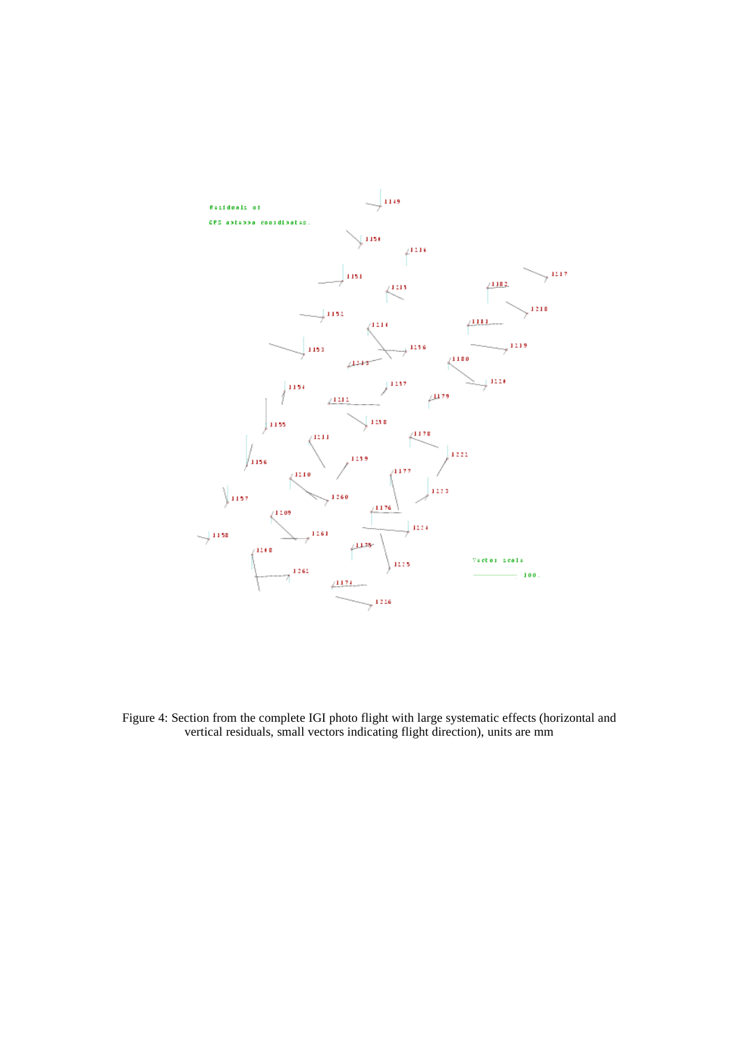Residuals of

GPS antenna coordinates.

1149

1150

1216

1151

1215

1182

1117

1218

1152

1214

1181

1153

1213

1116

1119

1180

1120

1154

1157

1212

1179

1155

1158

1211

1178

1222

1156

1159

1210

1177

1223

1157

1260

1209

1176

1224

1158

1261

1208

1175

1225

Vector scale

100.

1262

1174

1226

Figure 4: Section from the complete IGI photo flight with large systematic effects (horizontal and vertical residuals, small vectors indicating flight direction), units are mm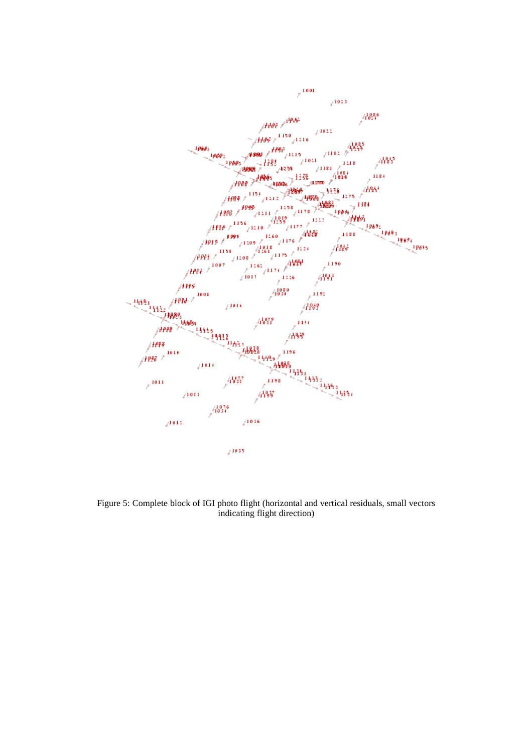Figure 5: Complete block of IGI photo flight (horizontal and vertical residuals, small vectors indicating flight direction)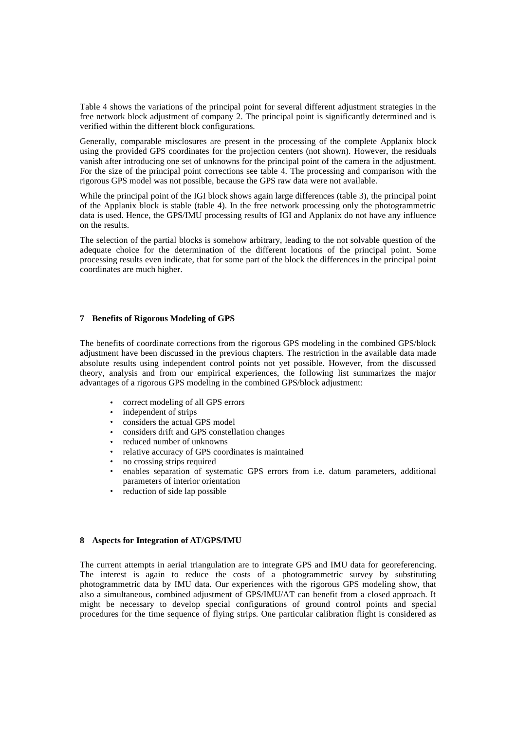Table 4 shows the variations of the principal point for several different adjustment strategies in the free network block adjustment of company 2. The principal point is significantly determined and is verified within the different block configurations.

Generally, comparable misclosures are present in the processing of the complete Applanix block using the provided GPS coordinates for the projection centers (not shown). However, the residuals vanish after introducing one set of unknowns for the principal point of the camera in the adjustment. For the size of the principal point corrections see table 4. The processing and comparison with the rigorous GPS model was not possible, because the GPS raw data were not available.

While the principal point of the IGI block shows again large differences (table 3), the principal point of the Applanix block is stable (table 4). In the free network processing only the photogrammetric data is used. Hence, the GPS/IMU processing results of IGI and Applanix do not have any influence on the results.

The selection of the partial blocks is somehow arbitrary, leading to the not solvable question of the adequate choice for the determination of the different locations of the principal point. Some processing results even indicate, that for some part of the block the differences in the principal point coordinates are much higher.

## 7 Benefits of Rigorous Modeling of GPS

The benefits of coordinate corrections from the rigorous GPS modeling in the combined GPS/block adjustment have been discussed in the previous chapters. The restriction in the available data made absolute results using independent control points not yet possible. However, from the discussed theory, analysis and from our empirical experiences, the following list summarizes the major advantages of a rigorous GPS modeling in the combined GPS/block adjustment:

- correct modeling of all GPS errors
- independent of strips
- considers the actual GPS model
- considers drift and GPS constellation changes
- reduced number of unknowns
- relative accuracy of GPS coordinates is maintained
- no crossing strips required
- enables separation of systematic GPS errors from i.e. datum parameters, additional parameters of interior orientation
- reduction of side lap possible

## 8 Aspects for Integration of AT/GPS/IMU

The current attempts in aerial triangulation are to integrate GPS and IMU data for georeferencing. The interest is again to reduce the costs of a photogrammetric survey by substituting photogrammetric data by IMU data. Our experiences with the rigorous GPS modeling show, that also a simultaneous, combined adjustment of GPS/IMU/AT can benefit from a closed approach. It might be necessary to develop special configurations of ground control points and special procedures for the time sequence of flying strips. One particular calibration flight is considered as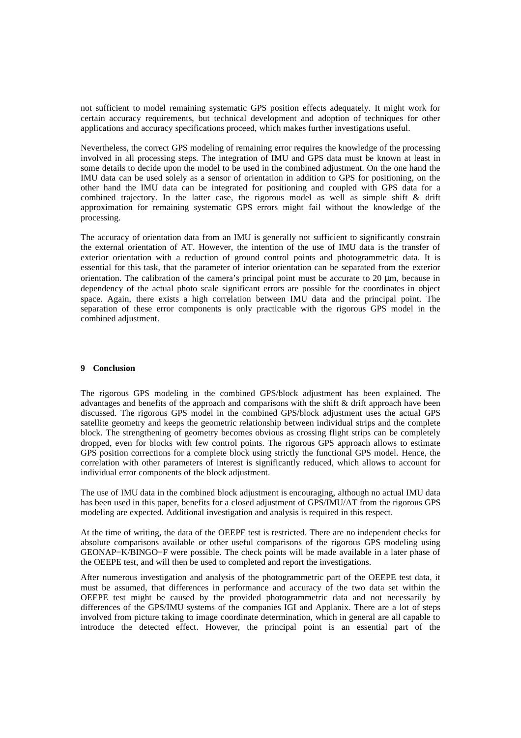not sufficient to model remaining systematic GPS position effects adequately. It might work for certain accuracy requirements, but technical development and adoption of techniques for other applications and accuracy specifications proceed, which makes further investigations useful.

Nevertheless, the correct GPS modeling of remaining error requires the knowledge of the processing involved in all processing steps. The integration of IMU and GPS data must be known at least in some details to decide upon the model to be used in the combined adjustment. On the one hand the IMU data can be used solely as a sensor of orientation in addition to GPS for positioning, on the other hand the IMU data can be integrated for positioning and coupled with GPS data for a combined trajectory. In the latter case, the rigorous model as well as simple shift & drift approximation for remaining systematic GPS errors might fail without the knowledge of the processing.

The accuracy of orientation data from an IMU is generally not sufficient to significantly constrain the external orientation of AT. However, the intention of the use of IMU data is the transfer of exterior orientation with a reduction of ground control points and photogrammetric data. It is essential for this task, that the parameter of interior orientation can be separated from the exterior orientation. The calibration of the camera's principal point must be accurate to 20 µm, because in dependency of the actual photo scale significant errors are possible for the coordinates in object space. Again, there exists a high correlation between IMU data and the principal point. The separation of these error components is only practicable with the rigorous GPS model in the combined adjustment.

## 9 Conclusion

The rigorous GPS modeling in the combined GPS/block adjustment has been explained. The advantages and benefits of the approach and comparisons with the shift & drift approach have been discussed. The rigorous GPS model in the combined GPS/block adjustment uses the actual GPS satellite geometry and keeps the geometric relationship between individual strips and the complete block. The strengthening of geometry becomes obvious as crossing flight strips can be completely dropped, even for blocks with few control points. The rigorous GPS approach allows to estimate GPS position corrections for a complete block using strictly the functional GPS model. Hence, the correlation with other parameters of interest is significantly reduced, which allows to account for individual error components of the block adjustment.

The use of IMU data in the combined block adjustment is encouraging, although no actual IMU data has been used in this paper, benefits for a closed adjustment of GPS/IMU/AT from the rigorous GPS modeling are expected. Additional investigation and analysis is required in this respect.

At the time of writing, the data of the OEEPE test is restricted. There are no independent checks for absolute comparisons available or other useful comparisons of the rigorous GPS modeling using GEONAP−K/BINGO−F were possible. The check points will be made available in a later phase of the OEEPE test, and will then be used to completed and report the investigations.

After numerous investigation and analysis of the photogrammetric part of the OEEPE test data, it must be assumed, that differences in performance and accuracy of the two data set within the OEEPE test might be caused by the provided photogrammetric data and not necessarily by differences of the GPS/IMU systems of the companies IGI and Applanix. There are a lot of steps involved from picture taking to image coordinate determination, which in general are all capable to introduce the detected effect. However, the principal point is an essential part of the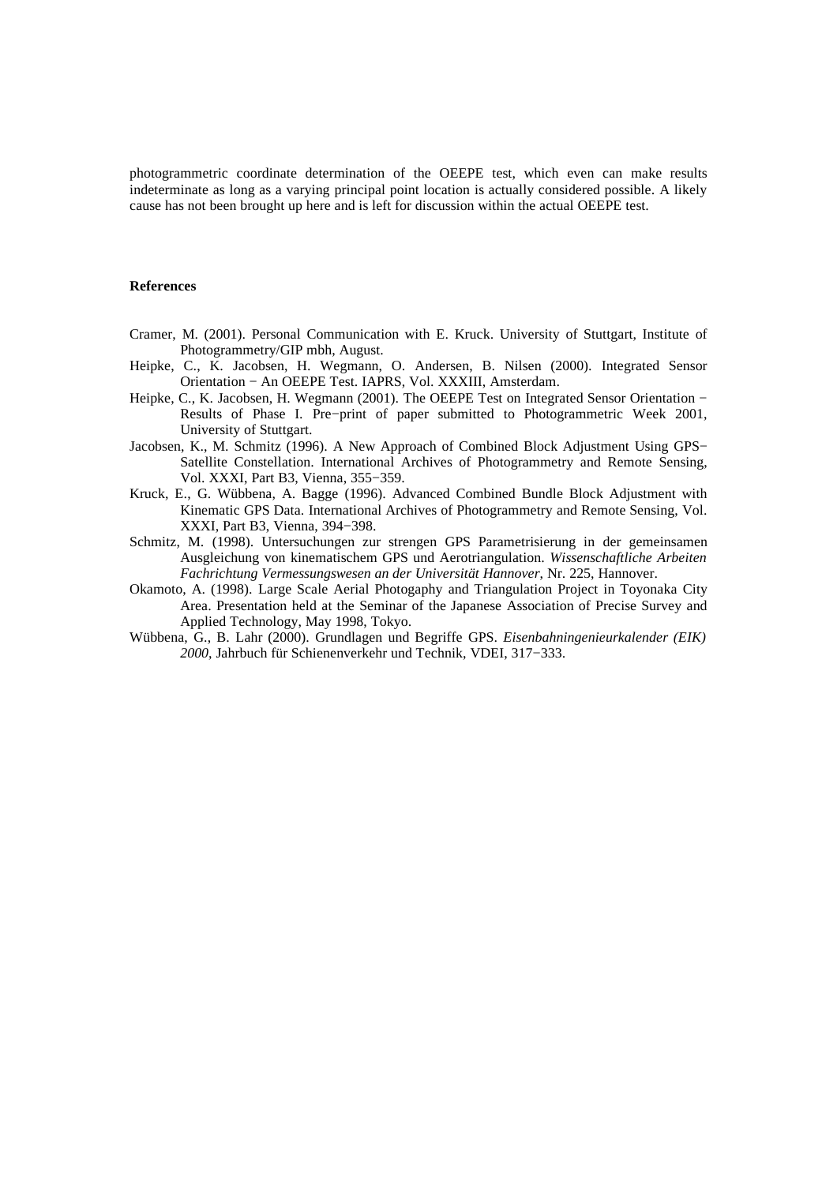photogrammetric coordinate determination of the OEEPE test, which even can make results indeterminate as long as a varying principal point location is actually considered possible. A likely cause has not been brought up here and is left for discussion within the actual OEEPE test.

**References**

Cramer, M. (2001). Personal Communication with E. Kruck. University of Stuttgart, Institute of Photogrammetry/GIP mbh, August.

Heipke, C., K. Jacobsen, H. Wegmann, O. Andersen, B. Nilsen (2000). Integrated Sensor Orientation − An OEEPE Test. IAPRS, Vol. XXXIII, Amsterdam.

Heipke, C., K. Jacobsen, H. Wegmann (2001). The OEEPE Test on Integrated Sensor Orientation − Results of Phase I. Pre−print of paper submitted to Photogrammetric Week 2001, University of Stuttgart.

Jacobsen, K., M. Schmitz (1996). A New Approach of Combined Block Adjustment Using GPS−Satellite Constellation. International Archives of Photogrammetry and Remote Sensing, Vol. XXXI, Part B3, Vienna, 355−359.

Kruck, E., G. Wübbena, A. Bagge (1996). Advanced Combined Bundle Block Adjustment with Kinematic GPS Data. International Archives of Photogrammetry and Remote Sensing, Vol. XXXI, Part B3, Vienna, 394−398.

Schmitz, M. (1998). Untersuchungen zur strengen GPS Parametrisierung in der gemeinsamen Ausgleichung von kinematischem GPS und Aerotriangulation. *Wissenschaftliche Arbeiten Fachrichtung Vermessungswesen an der Universität Hannover*, Nr. 225, Hannover.

Okamoto, A. (1998). Large Scale Aerial Photogaphy and Triangulation Project in Toyonaka City Area. Presentation held at the Seminar of the Japanese Association of Precise Survey and Applied Technology, May 1998, Tokyo.

Wübbena, G., B. Lahr (2000). Grundlagen und Begriffe GPS. *Eisenbahningenieurkalender (EIK) 2000*, Jahrbuch für Schienenverkehr und Technik, VDEI, 317−333.